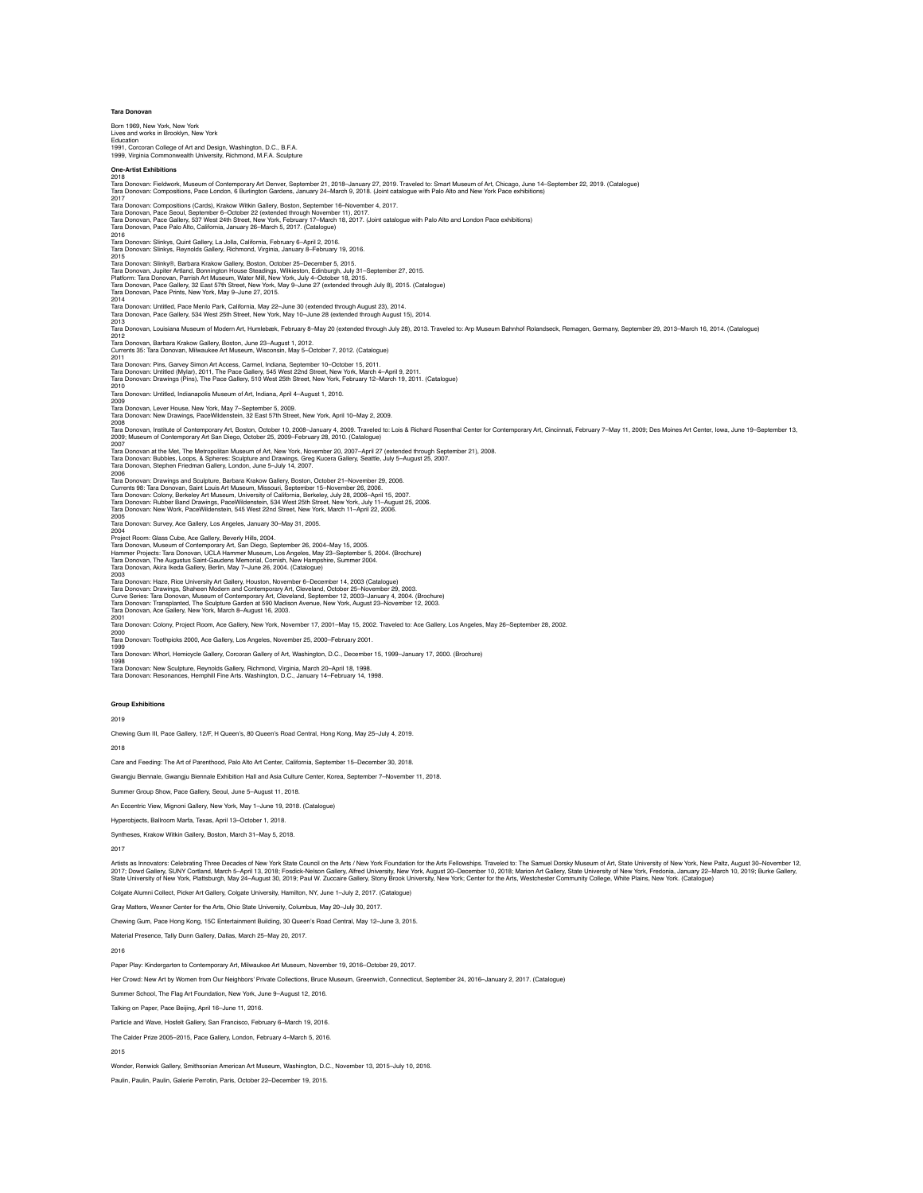# Tara Donovan

Born 1969, New York, New York
Lives and works in Brooklyn, New York
Education
1991, Corcoran College of Art and Design, Washington, D.C., B.F.A.
1999, Virginia Commonwealth University, Richmond, M.F.A. Sculpture

## One-Artist Exhibitions

2018
Tara Donovan: Fieldwork, Museum of Contemporary Art Denver, September 21, 2018–January 27, 2019. Traveled to: Smart Museum of Art, Chicago, June 14–September 22, 2019. (Catalogue)
Tara Donovan: Compositions, Pace London, 6 Burlington Gardens, January 24–March 9, 2018. (Joint catalogue with Palo Alto and New York Pace exhibitions)
2017
Tara Donovan: Compositions (Cards), Krakow Witkin Gallery, Boston, September 16–November 4, 2017.
Tara Donovan, Pace Seoul, September 6–October 22 (extended through November 11), 2017.
Tara Donovan, Pace Gallery, 537 West 24th Street, New York, February 17–March 18, 2017. (Joint catalogue with Palo Alto and London Pace exhibitions)
Tara Donovan, Pace Palo Alto, California, January 26–March 5, 2017. (Catalogue)
2016
Tara Donovan: Slinkys, Quint Gallery, La Jolla, California, February 6–April 2, 2016.
Tara Donovan: Slinkys, Reynolds Gallery, Richmond, Virginia, January 8–February 19, 2016.
2015
Tara Donovan: Slinky®, Barbara Krakow Gallery, Boston, October 25–December 5, 2015.
Tara Donovan, Jupiter Artland, Bonnington House Steadings, Wilkieston, Edinburgh, July 31–September 27, 2015.
Platform: Tara Donovan, Parrish Art Museum, Water Mill, New York, July 4–October 18, 2015.
Tara Donovan, Pace Gallery, 32 East 57th Street, New York, May 9–June 27 (extended through July 8), 2015. (Catalogue)
Tara Donovan, Pace Prints, New York, May 9–June 27, 2015.
2014
Tara Donovan: Untitled, Pace Menlo Park, California, May 22–June 30 (extended through August 23), 2014.
Tara Donovan, Pace Gallery, 534 West 25th Street, New York, May 10–June 28 (extended through August 15), 2014.
2013
Tara Donovan, Louisiana Museum of Modern Art, Humlebæk, February 8–May 20 (extended through July 28), 2013. Traveled to: Arp Museum Bahnhof Rolandseck, Remagen, Germany, September 29, 2013–March 16, 2014. (Catalogue)
2012
Tara Donovan, Barbara Krakow Gallery, Boston, June 23–August 1, 2012.
Currents 35: Tara Donovan, Milwaukee Art Museum, Wisconsin, May 5–October 7, 2012. (Catalogue)
2011
Tara Donovan: Pins, Garvey Simon Art Access, Carmel, Indiana, September 10–October 15, 2011.
Tara Donovan: Untitled (Mylar), 2011, The Pace Gallery, 545 West 22nd Street, New York, March 4–April 9, 2011.
Tara Donovan: Drawings (Pins), The Pace Gallery, 510 West 25th Street, New York, February 12–March 19, 2011. (Catalogue)
2010
Tara Donovan: Untitled, Indianapolis Museum of Art, Indiana, April 4–August 1, 2010.
2009
Tara Donovan, Lever House, New York, May 7–September 5, 2009.
Tara Donovan: New Drawings, PaceWildenstein, 32 East 57th Street, New York, April 10–May 2, 2009.
2008
Tara Donovan, Institute of Contemporary Art, Boston, October 10, 2008–January 4, 2009. Traveled to: Lois & Richard Rosenthal Center for Contemporary Art, Cincinnati, February 7–May 11, 2009; Des Moines Art Center, Iowa, June 19–September 13, 2009; Museum of Contemporary Art San Diego, October 25, 2009–February 28, 2010. (Catalogue)
2007
Tara Donovan at the Met, The Metropolitan Museum of Art, New York, November 20, 2007–April 27 (extended through September 21), 2008.
Tara Donovan: Bubbles, Loops, & Spheres: Sculpture and Drawings, Greg Kucera Gallery, Seattle, July 5–August 25, 2007.
Tara Donovan, Stephen Friedman Gallery, London, June 5–July 14, 2007.
2006
Tara Donovan: Drawings and Sculpture, Barbara Krakow Gallery, Boston, October 21–November 29, 2006.
Currents 98: Tara Donovan, Saint Louis Art Museum, Missouri, September 15–November 26, 2006.
Tara Donovan: Colony, Berkeley Art Museum, University of California, Berkeley, July 28, 2006–April 15, 2007.
Tara Donovan: Rubber Band Drawings, PaceWildenstein, 534 West 25th Street, New York, July 11–August 25, 2006.
Tara Donovan: New Work, PaceWildenstein, 545 West 22nd Street, New York, March 11–April 22, 2006.
2005
Tara Donovan: Survey, Ace Gallery, Los Angeles, January 30–May 31, 2005.
2004
Project Room: Glass Cube, Ace Gallery, Beverly Hills, 2004.
Tara Donovan, Museum of Contemporary Art, San Diego, September 26, 2004–May 15, 2005.
Hammer Projects: Tara Donovan, UCLA Hammer Museum, Los Angeles, May 23–September 5, 2004. (Brochure)
Tara Donovan, The Augustus Saint-Gaudens Memorial, Cornish, New Hampshire, Summer 2004.
Tara Donovan, Akira Ikeda Gallery, Berlin, May 7–June 26, 2004. (Catalogue)
2003
Tara Donovan: Haze, Rice University Art Gallery, Houston, November 6–December 14, 2003 (Catalogue)
Tara Donovan: Drawings, Shaheen Modern and Contemporary Art, Cleveland, October 25–November 29, 2003.
Curve Series: Tara Donovan, Museum of Contemporary Art, Cleveland, September 12, 2003–January 4, 2004. (Brochure)
Tara Donovan: Transplanted, The Sculpture Garden at 590 Madison Avenue, New York, August 23–November 12, 2003.
Tara Donovan, Ace Gallery, New York, March 8–August 16, 2003.
2001
Tara Donovan: Colony, Project Room, Ace Gallery, New York, November 17, 2001–May 15, 2002. Traveled to: Ace Gallery, Los Angeles, May 26–September 28, 2002.
2000
Tara Donovan: Toothpicks 2000, Ace Gallery, Los Angeles, November 25, 2000–February 2001.
1999
Tara Donovan: Whorl, Hemicycle Gallery, Corcoran Gallery of Art, Washington, D.C., December 15, 1999–January 17, 2000. (Brochure)
1998
Tara Donovan: New Sculpture, Reynolds Gallery, Richmond, Virginia, March 20–April 18, 1998.
Tara Donovan: Resonances, Hemphill Fine Arts. Washington, D.C., January 14–February 14, 1998.

## Group Exhibitions

2019

Chewing Gum III, Pace Gallery, 12/F, H Queen's, 80 Queen's Road Central, Hong Kong, May 25–July 4, 2019.

2018

Care and Feeding: The Art of Parenthood, Palo Alto Art Center, California, September 15–December 30, 2018.

Gwangju Biennale, Gwangju Biennale Exhibition Hall and Asia Culture Center, Korea, September 7–November 11, 2018.

Summer Group Show, Pace Gallery, Seoul, June 5–August 11, 2018.

An Eccentric View, Mignoni Gallery, New York, May 1–June 19, 2018. (Catalogue)

Hyperobjects, Ballroom Marfa, Texas, April 13–October 1, 2018.

Syntheses, Krakow Witkin Gallery, Boston, March 31–May 5, 2018.

2017

Artists as Innovators: Celebrating Three Decades of New York State Council on the Arts / New York Foundation for the Arts Fellowships. Traveled to: The Samuel Dorsky Museum of Art, State University of New York, New Paltz, August 30–November 12, 2017; Dowd Gallery, SUNY Cortland, March 5–April 13, 2018; Fosdick-Nelson Gallery, Alfred University, New York, August 20–December 10, 2018; Marion Art Gallery, State University of New York, Fredonia, January 22–March 10, 2019; Burke Gallery, State University of New York, Plattsburgh, May 24–August 30, 2019; Paul W. Zuccaire Gallery, Stony Brook University, New York; Center for the Arts, Westchester Community College, White Plains, New York. (Catalogue)

Colgate Alumni Collect, Picker Art Gallery, Colgate University, Hamilton, NY, June 1–July 2, 2017. (Catalogue)

Gray Matters, Wexner Center for the Arts, Ohio State University, Columbus, May 20–July 30, 2017.

Chewing Gum, Pace Hong Kong, 15C Entertainment Building, 30 Queen's Road Central, May 12–June 3, 2015.

Material Presence, Tally Dunn Gallery, Dallas, March 25–May 20, 2017.

2016

Paper Play: Kindergarten to Contemporary Art, Milwaukee Art Museum, November 19, 2016–October 29, 2017.

Her Crowd: New Art by Women from Our Neighbors' Private Collections, Bruce Museum, Greenwich, Connecticut, September 24, 2016–January 2, 2017. (Catalogue)

Summer School, The Flag Art Foundation, New York, June 9–August 12, 2016.

Talking on Paper, Pace Beijing, April 16–June 11, 2016.

Particle and Wave, Hosfelt Gallery, San Francisco, February 6–March 19, 2016.

The Calder Prize 2005–2015, Pace Gallery, London, February 4–March 5, 2016.

2015

Wonder, Renwick Gallery, Smithsonian American Art Museum, Washington, D.C., November 13, 2015–July 10, 2016.

Paulin, Paulin, Paulin, Galerie Perrotin, Paris, October 22–December 19, 2015.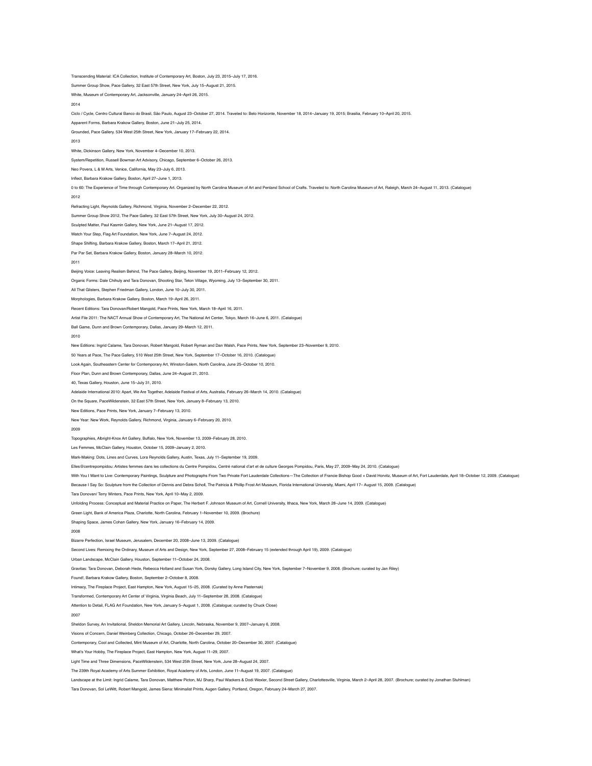Transcending Material: ICA Collection, Institute of Contemporary Art, Boston, July 23, 2015–July 17, 2016.

Summer Group Show, Pace Gallery, 32 East 57th Street, New York, July 15–August 21, 2015.

White, Museum of Contemporary Art, Jacksonville, January 24–April 26, 2015.

2014

Ciclo / Cycle, Centro Cultural Banco do Brasil, São Paulo, August 23–October 27, 2014. Traveled to: Belo Horizonte, November 18, 2014–January 19, 2015; Brasilia, February 10–April 20, 2015.

Apparent Forms, Barbara Krakow Gallery, Boston, June 21–July 25, 2014.

Grounded, Pace Gallery. 534 West 25th Street, New York, January 17–February 22, 2014.

2013

White, Dickinson Gallery, New York, November 4–December 10, 2013.

System/Repetition, Russell Bowman Art Advisory, Chicago, September 6–October 26, 2013.

Neo Povera, L & M Arts, Venice, California, May 23–July 6, 2013.

Inflect, Barbara Krakow Gallery, Boston, April 27–June 1, 2013.

0 to 60: The Experience of Time through Contemporary Art. Organized by North Carolina Museum of Art and Penland School of Crafts. Traveled to: North Carolina Museum of Art, Raleigh, March 24–August 11, 2013. (Catalogue)

2012

Refracting Light, Reynolds Gallery, Richmond, Virginia, November 2–December 22, 2012.

Summer Group Show 2012, The Pace Gallery, 32 East 57th Street, New York, July 30–August 24, 2012.

Sculpted Matter, Paul Kasmin Gallery, New York, June 21–August 17, 2012.

Watch Your Step, Flag Art Foundation, New York, June 7–August 24, 2012.

Shape Shifting, Barbara Krakow Gallery, Boston, March 17–April 21, 2012.

Par Par Set, Barbara Krakow Gallery, Boston, January 28–March 10, 2012.

2011

Beijing Voice: Leaving Realism Behind, The Pace Gallery, Beijing, November 19, 2011–February 12, 2012.

Organic Forms: Dale Chihuly and Tara Donovan, Shooting Star, Teton Village, Wyoming, July 13–September 30, 2011.

All That Glisters, Stephen Friedman Gallery, London, June 10–July 30, 2011.

Morphologies, Barbara Krakow Gallery, Boston, March 19–April 26, 2011.

Recent Editions: Tara Donovan/Robert Mangold, Pace Prints, New York, March 18–April 16, 2011.

Artist File 2011: The NACT Annual Show of Contemporary Art, The National Art Center, Tokyo, March 16–June 6, 2011. (Catalogue)

Ball Game, Dunn and Brown Contemporary, Dallas, January 29–March 12, 2011.

2010

New Editions: Ingrid Calame, Tara Donovan, Robert Mangold, Robert Ryman and Dan Walsh, Pace Prints, New York, September 23–November 9, 2010.

50 Years at Pace, The Pace Gallery, 510 West 25th Street, New York, September 17–October 16, 2010. (Catalogue)

Look Again, Southeastern Center for Contemporary Art, Winston-Salem, North Carolina, June 25–October 10, 2010.

Floor Plan, Dunn and Brown Contemporary, Dallas, June 24–August 21, 2010.

40, Texas Gallery, Houston, June 15–July 31, 2010.

Adelaide International 2010: Apart, We Are Together, Adelaide Festival of Arts, Australia, February 26–March 14, 2010. (Catalogue)

On the Square, PaceWildenstein, 32 East 57th Street, New York, January 8–February 13, 2010.

New Editions, Pace Prints, New York, January 7–February 13, 2010.

New Year: New Work, Reynolds Gallery, Richmond, Virginia, January 6–February 20, 2010.

2009

Topographies, Albright-Knox Art Gallery, Buffalo, New York, November 13, 2009–February 28, 2010.

Les Femmes, McClain Gallery, Houston, October 15, 2009–January 2, 2010.

Mark-Making: Dots, Lines and Curves, Lora Reynolds Gallery, Austin, Texas, July 11–September 19, 2009.

Elles@centrepompidou: Artistes femmes dans les collections du Centre Pompidou, Centre national d'art et de culture Georges Pompidou, Paris, May 27, 2009–May 24, 2010. (Catalogue)

With You I Want to Live: Contemporary Paintings, Sculpture and Photographs From Two Private Fort Lauderdale Collections—The Collection of Francie Bishop Good + David Horvitz, Museum of Art, Fort Lauderdale, April 18–October 12, 2009. (Catalogue)

Because I Say So: Sculpture from the Collection of Dennis and Debra Scholl, The Patricia & Phillip Frost Art Museum, Florida International University, Miami, April 17– August 15, 2009. (Catalogue)

Tara Donovan/ Terry Winters, Pace Prints, New York, April 10–May 2, 2009.

Unfolding Process: Conceptual and Material Practice on Paper, The Herbert F. Johnson Museum of Art, Cornell University, Ithaca, New York, March 28–June 14, 2009. (Catalogue)

Green Light, Bank of America Plaza, Charlotte, North Carolina, February 1–November 10, 2009. (Brochure)

Shaping Space, James Cohan Gallery, New York, January 16–February 14, 2009.

2008

Bizarre Perfection, Israel Museum, Jerusalem, December 20, 2008–June 13, 2009. (Catalogue)

Second Lives: Remixing the Ordinary, Museum of Arts and Design, New York, September 27, 2008–February 15 (extended through April 19), 2009. (Catalogue)

Urban Landscape, McClain Gallery, Houston, September 11–October 24, 2008.

Gravitas: Tara Donovan, Deborah Hede, Rebecca Holland and Susan York, Dorsky Gallery, Long Island City, New York, September 7–November 9, 2008. (Brochure; curated by Jan Riley)

Found!, Barbara Krakow Gallery, Boston, September 2–October 8, 2008.

Intimacy, The Fireplace Project, East Hampton, New York, August 15–25, 2008. (Curated by Anne Pasternak)

Transformed, Contemporary Art Center of Virginia, Virginia Beach, July 11–September 28, 2008. (Catalogue)

Attention to Detail, FLAG Art Foundation, New York, January 5–August 1, 2008. (Catalogue; curated by Chuck Close)

2007

Sheldon Survey, An Invitational, Sheldon Memorial Art Gallery, Lincoln, Nebraska, November 9, 2007–January 6, 2008.

Visions of Concern, Daniel Weinberg Collection, Chicago, October 26–December 29, 2007.

Contemporary, Cool and Collected, Mint Museum of Art, Charlotte, North Carolina, October 20–December 30, 2007. (Catalogue)

What's Your Hobby, The Fireplace Project, East Hampton, New York, August 11–29, 2007.

Light Time and Three Dimensions, PaceWildenstein, 534 West 25th Street, New York, June 28–August 24, 2007.

The 239th Royal Academy of Arts Summer Exhibition, Royal Academy of Arts, London, June 11–August 19, 2007. (Catalogue)

Landscape at the Limit: Ingrid Calame, Tara Donovan, Matthew Picton, MJ Sharp, Paul Wackers & Dodi Wexler, Second Street Gallery, Charlottesville, Virginia, March 2–April 28, 2007. (Brochure; curated by Jonathan Stuhlman)

Tara Donovan, Sol LeWitt, Robert Mangold, James Siena: Minimalist Prints, Augen Gallery, Portland, Oregon, February 24–March 27, 2007.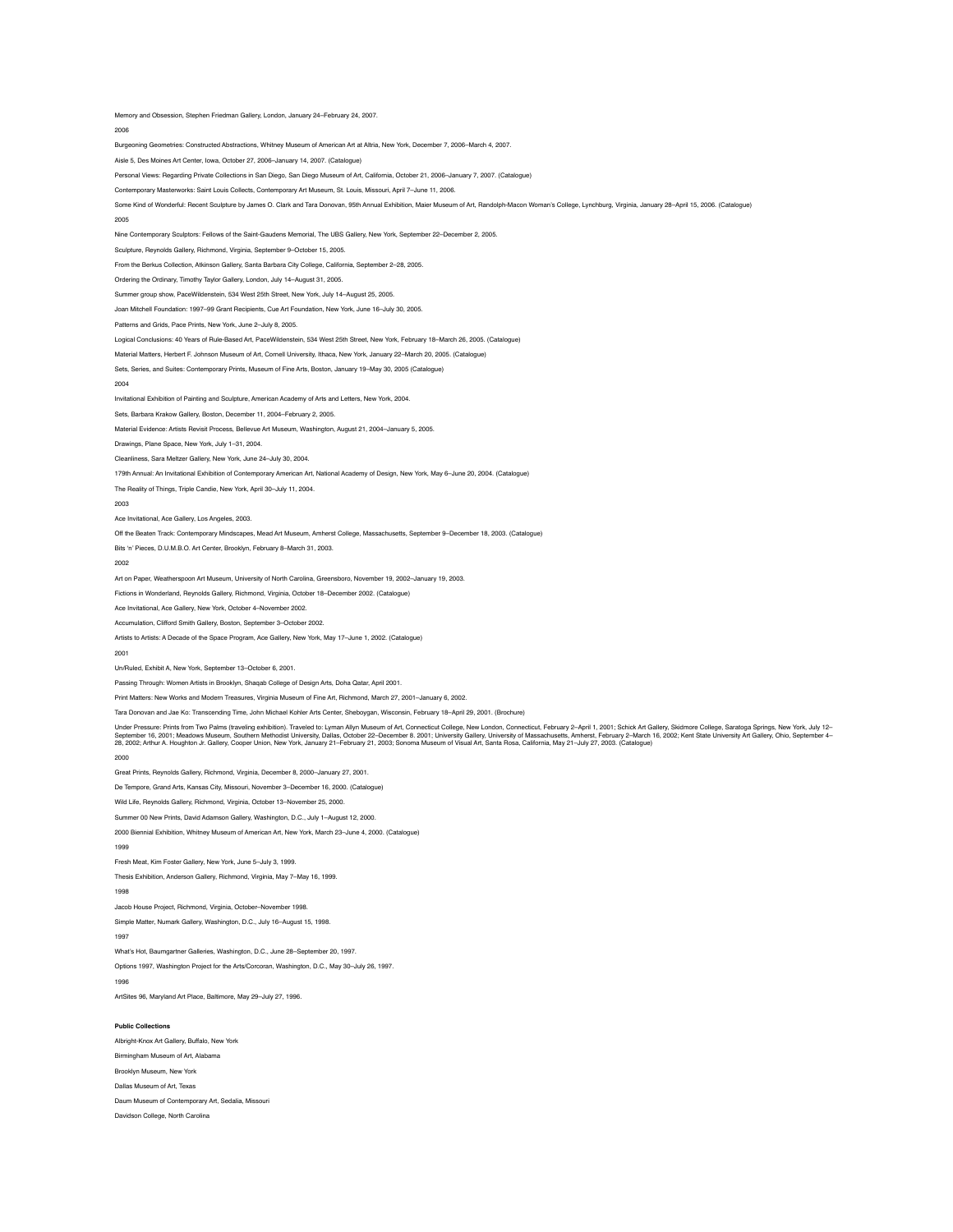Memory and Obsession, Stephen Friedman Gallery, London, January 24–February 24, 2007.

2006

Burgeoning Geometries: Constructed Abstractions, Whitney Museum of American Art at Altria, New York, December 7, 2006–March 4, 2007.

Aisle 5, Des Moines Art Center, Iowa, October 27, 2006–January 14, 2007. (Catalogue)

Personal Views: Regarding Private Collections in San Diego, San Diego Museum of Art, California, October 21, 2006–January 7, 2007. (Catalogue)

Contemporary Masterworks: Saint Louis Collects, Contemporary Art Museum, St. Louis, Missouri, April 7–June 11, 2006.

Some Kind of Wonderful: Recent Sculpture by James O. Clark and Tara Donovan, 95th Annual Exhibition, Maier Museum of Art, Randolph-Macon Woman's College, Lynchburg, Virginia, January 28–April 15, 2006. (Catalogue)

2005

Nine Contemporary Sculptors: Fellows of the Saint-Gaudens Memorial, The UBS Gallery, New York, September 22–December 2, 2005.

Sculpture, Reynolds Gallery, Richmond, Virginia, September 9–October 15, 2005.

From the Berkus Collection, Atkinson Gallery, Santa Barbara City College, California, September 2–28, 2005.

Ordering the Ordinary, Timothy Taylor Gallery, London, July 14–August 31, 2005.

Summer group show, PaceWildenstein, 534 West 25th Street, New York, July 14–August 25, 2005.

Joan Mitchell Foundation: 1997–99 Grant Recipients, Cue Art Foundation, New York, June 16–July 30, 2005.

Patterns and Grids, Pace Prints, New York, June 2–July 8, 2005.

Logical Conclusions: 40 Years of Rule-Based Art, PaceWildenstein, 534 West 25th Street, New York, February 18–March 26, 2005. (Catalogue)

Material Matters, Herbert F. Johnson Museum of Art, Cornell University, Ithaca, New York, January 22–March 20, 2005. (Catalogue)

Sets, Series, and Suites: Contemporary Prints, Museum of Fine Arts, Boston, January 19–May 30, 2005 (Catalogue)

2004

Invitational Exhibition of Painting and Sculpture, American Academy of Arts and Letters, New York, 2004.

Sets, Barbara Krakow Gallery, Boston, December 11, 2004–February 2, 2005.

Material Evidence: Artists Revisit Process, Bellevue Art Museum, Washington, August 21, 2004–January 5, 2005.

Drawings, Plane Space, New York, July 1–31, 2004.

Cleanliness, Sara Meltzer Gallery, New York, June 24–July 30, 2004.

179th Annual: An Invitational Exhibition of Contemporary American Art, National Academy of Design, New York, May 6–June 20, 2004. (Catalogue)

The Reality of Things, Triple Candie, New York, April 30–July 11, 2004.

2003

Ace Invitational, Ace Gallery, Los Angeles, 2003.

Off the Beaten Track: Contemporary Mindscapes, Mead Art Museum, Amherst College, Massachusetts, September 9–December 18, 2003. (Catalogue)

Bits 'n' Pieces, D.U.M.B.O. Art Center, Brooklyn, February 8–March 31, 2003.

2002

Art on Paper, Weatherspoon Art Museum, University of North Carolina, Greensboro, November 19, 2002–January 19, 2003.

Fictions in Wonderland, Reynolds Gallery, Richmond, Virginia, October 18–December 2002. (Catalogue)

Ace Invitational, Ace Gallery, New York, October 4–November 2002.

Accumulation, Clifford Smith Gallery, Boston, September 3–October 2002.

Artists to Artists: A Decade of the Space Program, Ace Gallery, New York, May 17–June 1, 2002. (Catalogue)

2001

Un/Ruled, Exhibit A, New York, September 13–October 6, 2001.

Passing Through: Women Artists in Brooklyn, Shaqab College of Design Arts, Doha Qatar, April 2001.

Print Matters: New Works and Modern Treasures, Virginia Museum of Fine Art, Richmond, March 27, 2001–January 6, 2002.

Tara Donovan and Jae Ko: Transcending Time, John Michael Kohler Arts Center, Sheboygan, Wisconsin, February 18–April 29, 2001. (Brochure)

Under Pressure: Prints from Two Palms (traveling exhibition). Traveled to: Lyman Allyn Museum of Art, Connecticut College, New London, Connecticut, February 2–April 1, 2001; Schick Art Gallery, Skidmore College, Saratoga Springs, New York, July 12–September 16, 2001; Meadows Museum, Southern Methodist University, Dallas, October 22–December 8, 2001; University Gallery, University of Massachusetts, Amherst, February 2–March 16, 2002; Kent State University Art Gallery, Ohio, September 4–28, 2002; Arthur A. Houghton Jr. Gallery, Cooper Union, New York, January 21–February 21, 2003; Sonoma Museum of Visual Art, Santa Rosa, California, May 21–July 27, 2003. (Catalogue)

2000

Great Prints, Reynolds Gallery, Richmond, Virginia, December 8, 2000–January 27, 2001.

De Tempore, Grand Arts, Kansas City, Missouri, November 3–December 16, 2000. (Catalogue)

Wild Life, Reynolds Gallery, Richmond, Virginia, October 13–November 25, 2000.

Summer 00 New Prints, David Adamson Gallery, Washington, D.C., July 1–August 12, 2000.

2000 Biennial Exhibition, Whitney Museum of American Art, New York, March 23–June 4, 2000. (Catalogue)

1999

Fresh Meat, Kim Foster Gallery, New York, June 5–July 3, 1999.

Thesis Exhibition, Anderson Gallery, Richmond, Virginia, May 7–May 16, 1999.

1998

Jacob House Project, Richmond, Virginia, October–November 1998.

Simple Matter, Numark Gallery, Washington, D.C., July 16–August 15, 1998.

1997

What's Hot, Baumgartner Galleries, Washington, D.C., June 28–September 20, 1997.

Options 1997, Washington Project for the Arts/Corcoran, Washington, D.C., May 30–July 26, 1997.

1996

ArtSites 96, Maryland Art Place, Baltimore, May 29–July 27, 1996.

**Public Collections**

Albright-Knox Art Gallery, Buffalo, New York

Birmingham Museum of Art, Alabama

Brooklyn Museum, New York

Dallas Museum of Art, Texas

Daum Museum of Contemporary Art, Sedalia, Missouri

Davidson College, North Carolina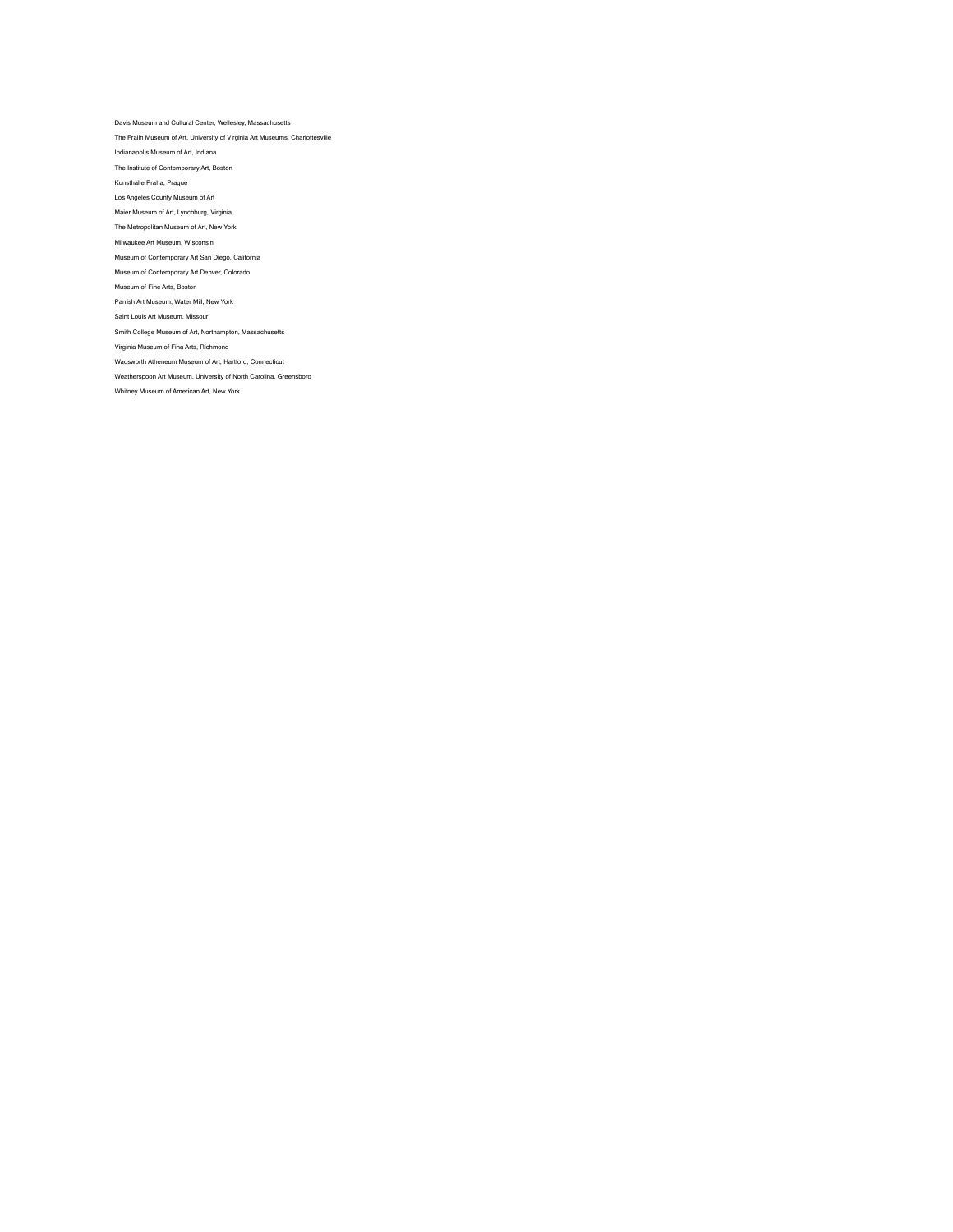Davis Museum and Cultural Center, Wellesley, Massachusetts

The Fralin Museum of Art, University of Virginia Art Museums, Charlottesville

Indianapolis Museum of Art, Indiana

The Institute of Contemporary Art, Boston

Kunsthalle Praha, Prague

Los Angeles County Museum of Art

Maier Museum of Art, Lynchburg, Virginia

The Metropolitan Museum of Art, New York

Milwaukee Art Museum, Wisconsin

Museum of Contemporary Art San Diego, California

Museum of Contemporary Art Denver, Colorado

Museum of Fine Arts, Boston

Parrish Art Museum, Water Mill, New York

Saint Louis Art Museum, Missouri

Smith College Museum of Art, Northampton, Massachusetts

Virginia Museum of Fina Arts, Richmond

Wadsworth Atheneum Museum of Art, Hartford, Connecticut

Weatherspoon Art Museum, University of North Carolina, Greensboro

Whitney Museum of American Art, New York